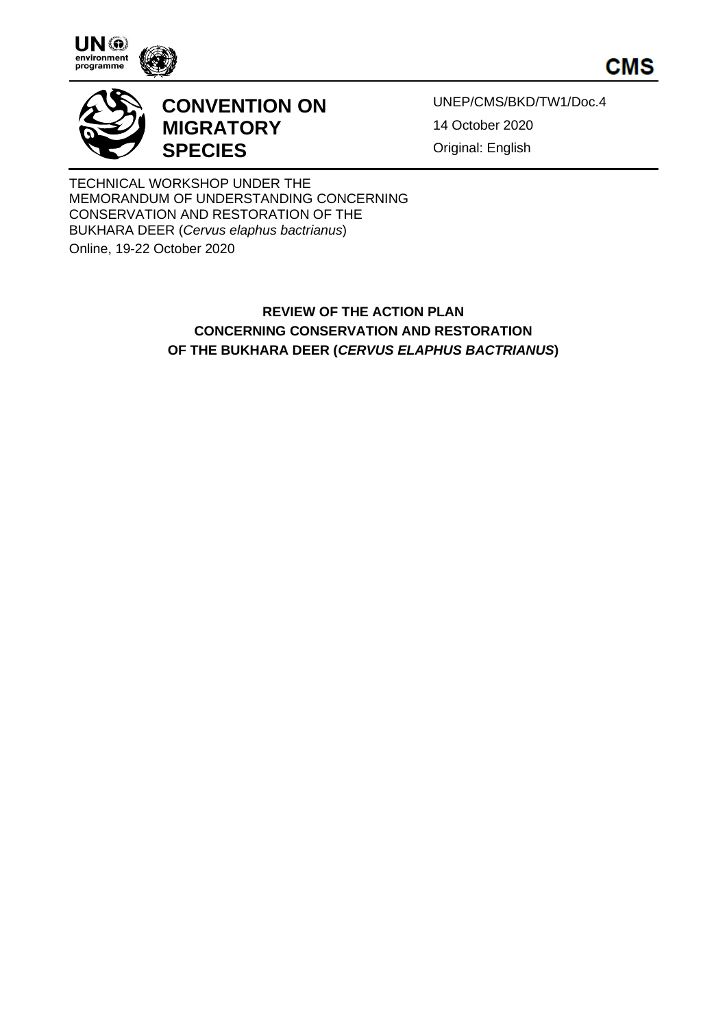**CMS**

# CONVENTION ON MIGRATORY SPECIES

UNEP/CMS/BKD/TW1/Doc.4

14 October 2020

Original: English

TECHNICAL WORKSHOP UNDER THE MEMORANDUM OF UNDERSTANDING CONCERNING CONSERVATION AND RESTORATION OF THE BUKHARA DEER (*Cervus elaphus bactrianus*)

Online, 19-22 October 2020

## REVIEW OF THE ACTION PLAN CONCERNING CONSERVATION AND RESTORATION OF THE BUKHARA DEER (*CERVUS ELAPHUS BACTRIANUS*)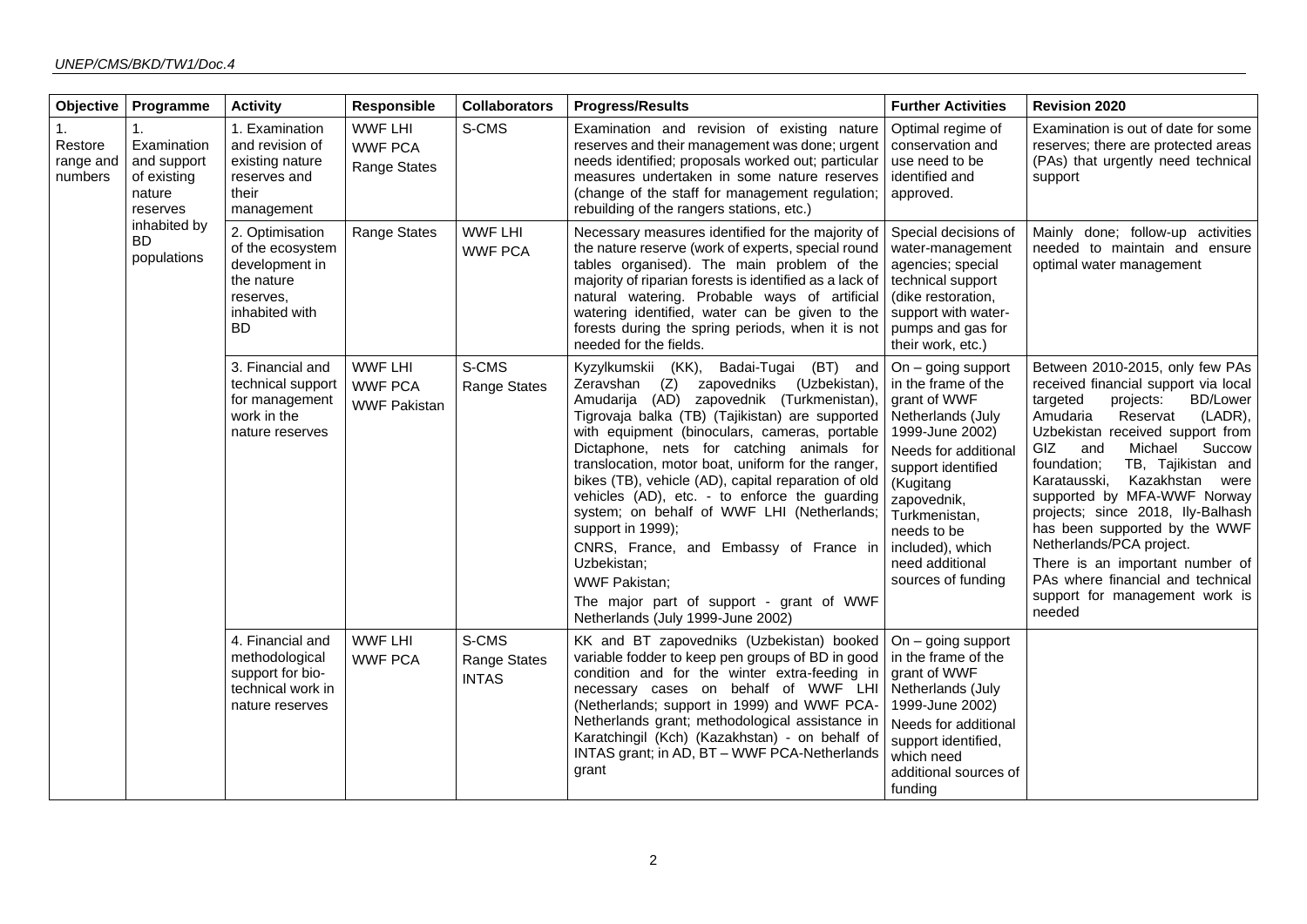| Objective | Programme | Activity | Responsible | Collaborators | Progress/Results | Further Activities | Revision 2020 |
|---|---|---|---|---|---|---|---|
| 1. Restore range and numbers | 1. Examination and support of existing nature reserves inhabited by BD populations | 1. Examination and revision of existing nature reserves and their management | WWF LHI<br>WWF PCA<br>Range States | S-CMS | Examination and revision of existing nature reserves and their management was done; urgent needs identified; proposals worked out; particular measures undertaken in some nature reserves (change of the staff for management regulation; rebuilding of the rangers stations, etc.) | Optimal regime of conservation and use need to be identified and approved. | Examination is out of date for some reserves; there are protected areas (PAs) that urgently need technical support |
| | | 2. Optimisation of the ecosystem development in the nature reserves, inhabited with BD | Range States | WWF LHI<br>WWF PCA | Necessary measures identified for the majority of the nature reserve (work of experts, special round tables organised). The main problem of the majority of riparian forests is identified as a lack of natural watering. Probable ways of artificial watering identified, water can be given to the forests during the spring periods, when it is not needed for the fields. | Special decisions of water-management agencies; special technical support (dike restoration, support with water-pumps and gas for their work, etc.) | Mainly done; follow-up activities needed to maintain and ensure optimal water management |
| | | 3. Financial and technical support for management work in the nature reserves | WWF LHI<br>WWF PCA<br>WWF Pakistan | S-CMS<br>Range States | Kyzylkumskii (KK), Badai-Tugai (BT) and Zeravshan (Z) zapovedniks (Uzbekistan), Amudarija (AD) zapovednik (Turkmenistan), Tigrovaja balka (TB) (Tajikistan) are supported with equipment (binoculars, cameras, portable Dictaphone, nets for catching animals for translocation, motor boat, uniform for the ranger, bikes (TB), vehicle (AD), capital reparation of old vehicles (AD), etc. - to enforce the guarding system; on behalf of WWF LHI (Netherlands; support in 1999);<br>CNRS, France, and Embassy of France in Uzbekistan;<br>WWF Pakistan;<br>The major part of support - grant of WWF Netherlands (July 1999-June 2002) | On – going support in the frame of the grant of WWF Netherlands (July 1999-June 2002)<br>Needs for additional support identified (Kugitang zapovednik, Turkmenistan, needs to be included), which need additional sources of funding | Between 2010-2015, only few PAs received financial support via local targeted projects: BD/Lower Amudaria Reservat (LADR), Uzbekistan received support from GIZ and Michael Succow foundation; TB, Tajikistan and Karatausski, Kazakhstan were supported by MFA-WWF Norway projects; since 2018, Ily-Balhash has been supported by the WWF Netherlands/PCA project.<br>There is an important number of PAs where financial and technical support for management work is needed |
| | | 4. Financial and methodological support for bio-technical work in nature reserves | WWF LHI<br>WWF PCA | S-CMS<br>Range States<br>INTAS | KK and BT zapovedniks (Uzbekistan) booked variable fodder to keep pen groups of BD in good condition and for the winter extra-feeding in necessary cases on behalf of WWF LHI (Netherlands; support in 1999) and WWF PCA-Netherlands grant; methodological assistance in Karatchingil (Kch) (Kazakhstan) - on behalf of INTAS grant; in AD, BT – WWF PCA-Netherlands grant | On – going support in the frame of the grant of WWF Netherlands (July 1999-June 2002)<br>Needs for additional support identified, which need additional sources of funding | |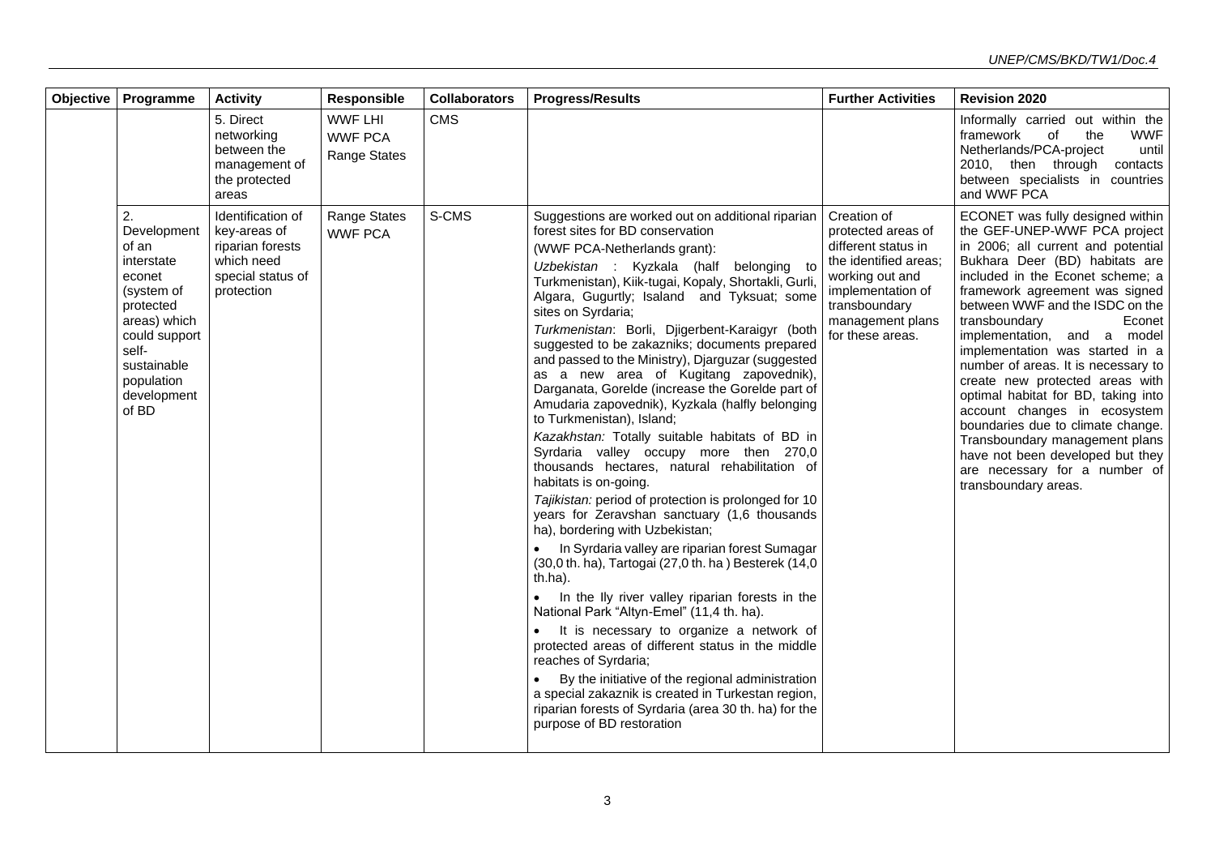| Objective | Programme | Activity | Responsible | Collaborators | Progress/Results | Further Activities | Revision 2020 |
|---|---|---|---|---|---|---|---|
| | | 5. Direct networking between the management of the protected areas | WWF LHI<br>WWF PCA<br>Range States | CMS | | | Informally carried out within the framework of the WWF Netherlands/PCA-project until 2010, then through contacts between specialists in countries and WWF PCA |
| | 2. Development of an interstate econet (system of protected areas) which could support self-sustainable population development of BD | Identification of key-areas of riparian forests which need special status of protection | Range States<br>WWF PCA | S-CMS | Suggestions are worked out on additional riparian forest sites for BD conservation<br>(WWF PCA-Netherlands grant):<br>*Uzbekistan* : Kyzkala (half belonging to Turkmenistan), Kiik-tugai, Kopaly, Shortakli, Gurli, Algara, Gugurtly; Isaland and Tyksuat; some sites on Syrdaria;<br>*Turkmenistan*: Borli, Djigerbent-Karaigyr (both suggested to be zakazniks; documents prepared and passed to the Ministry), Djarguzar (suggested as a new area of Kugitang zapovednik), Darganata, Gorelde (increase the Gorelde part of Amudaria zapovednik), Kyzkala (halfly belonging to Turkmenistan), Island;<br>*Kazakhstan:* Totally suitable habitats of BD in Syrdaria valley occupy more then 270,0 thousands hectares, natural rehabilitation of habitats is on-going.<br>*Tajikistan:* period of protection is prolonged for 10 years for Zeravshan sanctuary (1,6 thousands ha), bordering with Uzbekistan;<br>• In Syrdaria valley are riparian forest Sumagar (30,0 th. ha), Tartogai (27,0 th. ha ) Besterek (14,0 th.ha).<br>• In the Ily river valley riparian forests in the National Park "Altyn-Emel" (11,4 th. ha).<br>• It is necessary to organize a network of protected areas of different status in the middle reaches of Syrdaria;<br>• By the initiative of the regional administration a special zakaznik is created in Turkestan region, riparian forests of Syrdaria (area 30 th. ha) for the purpose of BD restoration | Creation of protected areas of different status in the identified areas; working out and implementation of transboundary management plans for these areas. | ECONET was fully designed within the GEF-UNEP-WWF PCA project in 2006; all current and potential Bukhara Deer (BD) habitats are included in the Econet scheme; a framework agreement was signed between WWF and the ISDC on the transboundary Econet implementation, and a model implementation was started in a number of areas. It is necessary to create new protected areas with optimal habitat for BD, taking into account changes in ecosystem boundaries due to climate change. Transboundary management plans have not been developed but they are necessary for a number of transboundary areas. |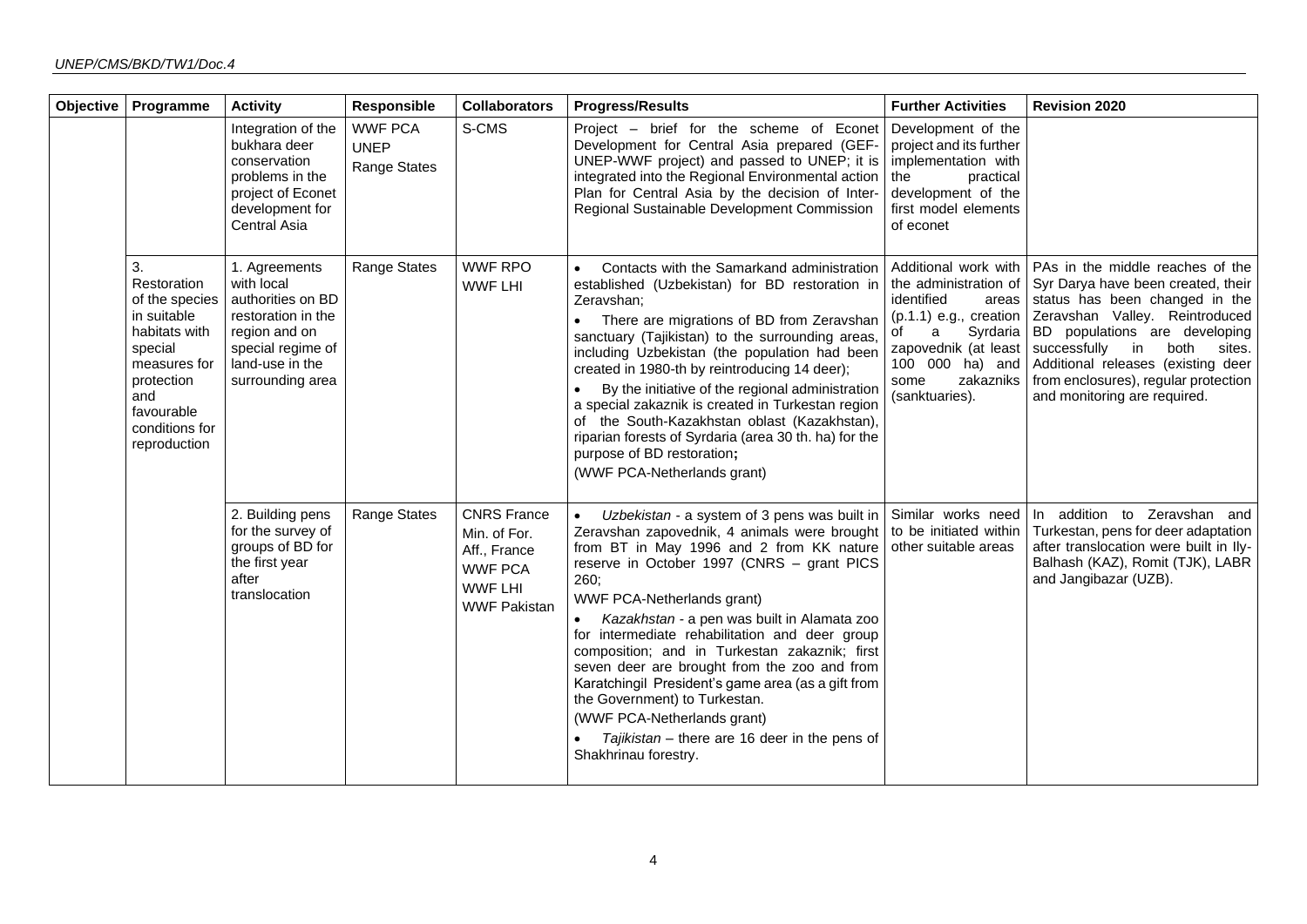| Objective | Programme | Activity | Responsible | Collaborators | Progress/Results | Further Activities | Revision 2020 |
|---|---|---|---|---|---|---|---|
| | | Integration of the bukhara deer conservation problems in the project of Econet development for Central Asia | WWF PCA UNEP Range States | S-CMS | Project – brief for the scheme of Econet Development for Central Asia prepared (GEF-UNEP-WWF project) and passed to UNEP; it is integrated into the Regional Environmental action Plan for Central Asia by the decision of Inter-Regional Sustainable Development Commission | Development of the project and its further implementation with the practical development of the first model elements of econet | |
| | 3. Restoration of the species in suitable habitats with special measures for protection and favourable conditions for reproduction | 1. Agreements with local authorities on BD restoration in the region and on special regime of land-use in the surrounding area | Range States | WWF RPO WWF LHI | • Contacts with the Samarkand administration established (Uzbekistan) for BD restoration in Zeravshan; • There are migrations of BD from Zeravshan sanctuary (Tajikistan) to the surrounding areas, including Uzbekistan (the population had been created in 1980-th by reintroducing 14 deer); • By the initiative of the regional administration a special zakaznik is created in Turkestan region of the South-Kazakhstan oblast (Kazakhstan), riparian forests of Syrdaria (area 30 th. ha) for the purpose of BD restoration; (WWF PCA-Netherlands grant) | Additional work with the administration of identified areas (p.1.1) e.g., creation of a Syrdaria zapovednik (at least 100 000 ha) and some zakazniks (sanktuaries). | PAs in the middle reaches of the Syr Darya have been created, their status has been changed in the Zeravshan Valley. Reintroduced BD populations are developing successfully in both sites. Additional releases (existing deer from enclosures), regular protection and monitoring are required. |
| | | 2. Building pens for the survey of groups of BD for the first year after translocation | Range States | CNRS France Min. of For. Aff., France WWF PCA WWF LHI WWF Pakistan | • *Uzbekistan* - a system of 3 pens was built in Zeravshan zapovednik, 4 animals were brought from BT in May 1996 and 2 from KK nature reserve in October 1997 (CNRS – grant PICS 260; WWF PCA-Netherlands grant) • *Kazakhstan* - a pen was built in Alamata zoo for intermediate rehabilitation and deer group composition; and in Turkestan zakaznik; first seven deer are brought from the zoo and from Karatchingil President's game area (as a gift from the Government) to Turkestan. (WWF PCA-Netherlands grant) • *Tajikistan* – there are 16 deer in the pens of Shakhrinau forestry. | Similar works need to be initiated within other suitable areas | In addition to Zeravshan and Turkestan, pens for deer adaptation after translocation were built in Ily-Balhash (KAZ), Romit (TJK), LABR and Jangibazar (UZB). |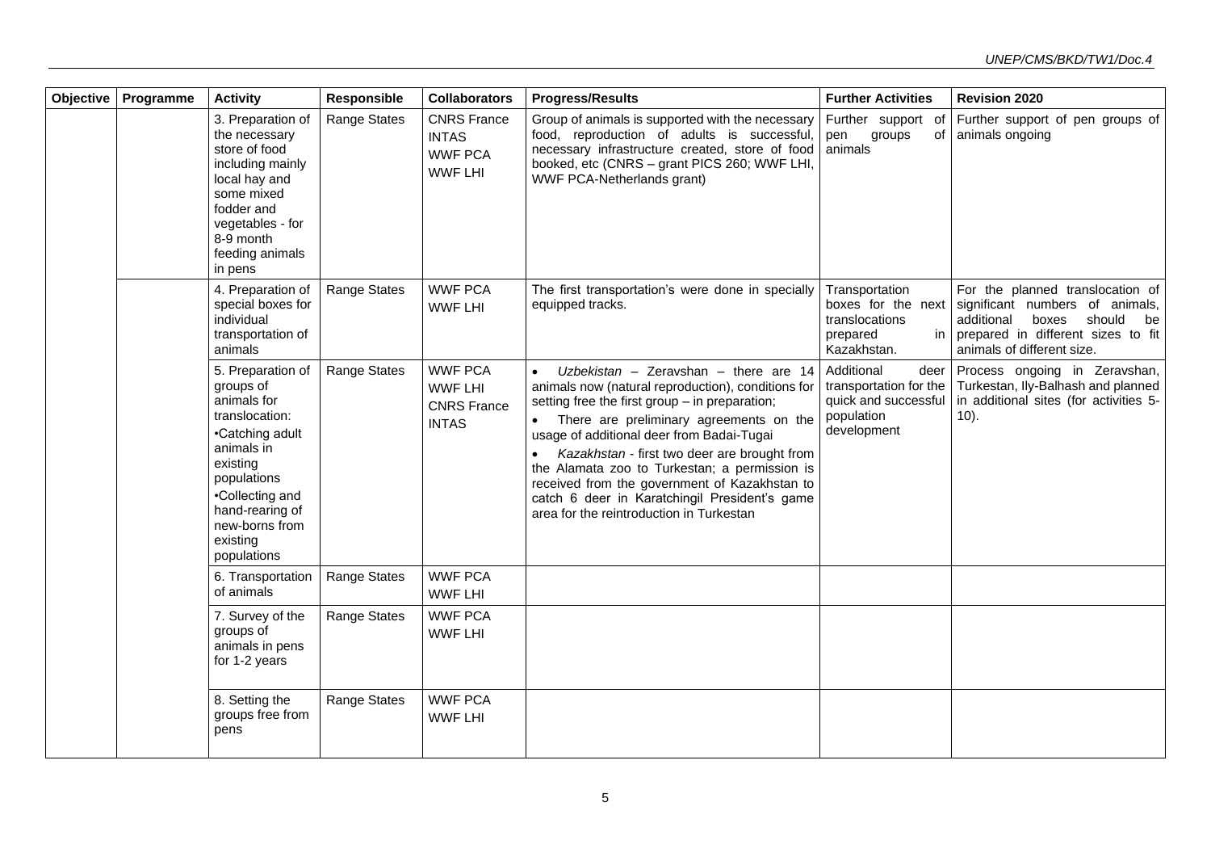| Objective | Programme | Activity | Responsible | Collaborators | Progress/Results | Further Activities | Revision 2020 |
|---|---|---|---|---|---|---|---|
| | | 3. Preparation of the necessary store of food including mainly local hay and some mixed fodder and vegetables - for 8-9 month feeding animals in pens | Range States | CNRS France<br>INTAS<br>WWF PCA<br>WWF LHI | Group of animals is supported with the necessary food, reproduction of adults is successful, necessary infrastructure created, store of food booked, etc (CNRS – grant PICS 260; WWF LHI, WWF PCA-Netherlands grant) | Further support of pen groups of animals | Further support of pen groups of animals ongoing |
| | | 4. Preparation of special boxes for individual transportation of animals | Range States | WWF PCA<br>WWF LHI | The first transportation's were done in specially equipped tracks. | Transportation boxes for the next translocations prepared in Kazakhstan. | For the planned translocation of significant numbers of animals, additional boxes should be prepared in different sizes to fit animals of different size. |
| | | 5. Preparation of groups of animals for translocation:<br>•Catching adult animals in existing populations<br>•Collecting and hand-rearing of new-borns from existing populations | Range States | WWF PCA<br>WWF LHI<br>CNRS France<br>INTAS | • *Uzbekistan* – Zeravshan – there are 14 animals now (natural reproduction), conditions for setting free the first group – in preparation;<br>• There are preliminary agreements on the usage of additional deer from Badai-Tugai<br>• *Kazakhstan* - first two deer are brought from the Alamata zoo to Turkestan; a permission is received from the government of Kazakhstan to catch 6 deer in Karatchingil President's game area for the reintroduction in Turkestan | Additional deer transportation for the quick and successful population development | Process ongoing in Zeravshan, Turkestan, Ily-Balhash and planned in additional sites (for activities 5-10). |
| | | 6. Transportation of animals | Range States | WWF PCA<br>WWF LHI | | | |
| | | 7. Survey of the groups of animals in pens for 1-2 years | Range States | WWF PCA<br>WWF LHI | | | |
| | | 8. Setting the groups free from pens | Range States | WWF PCA<br>WWF LHI | | | |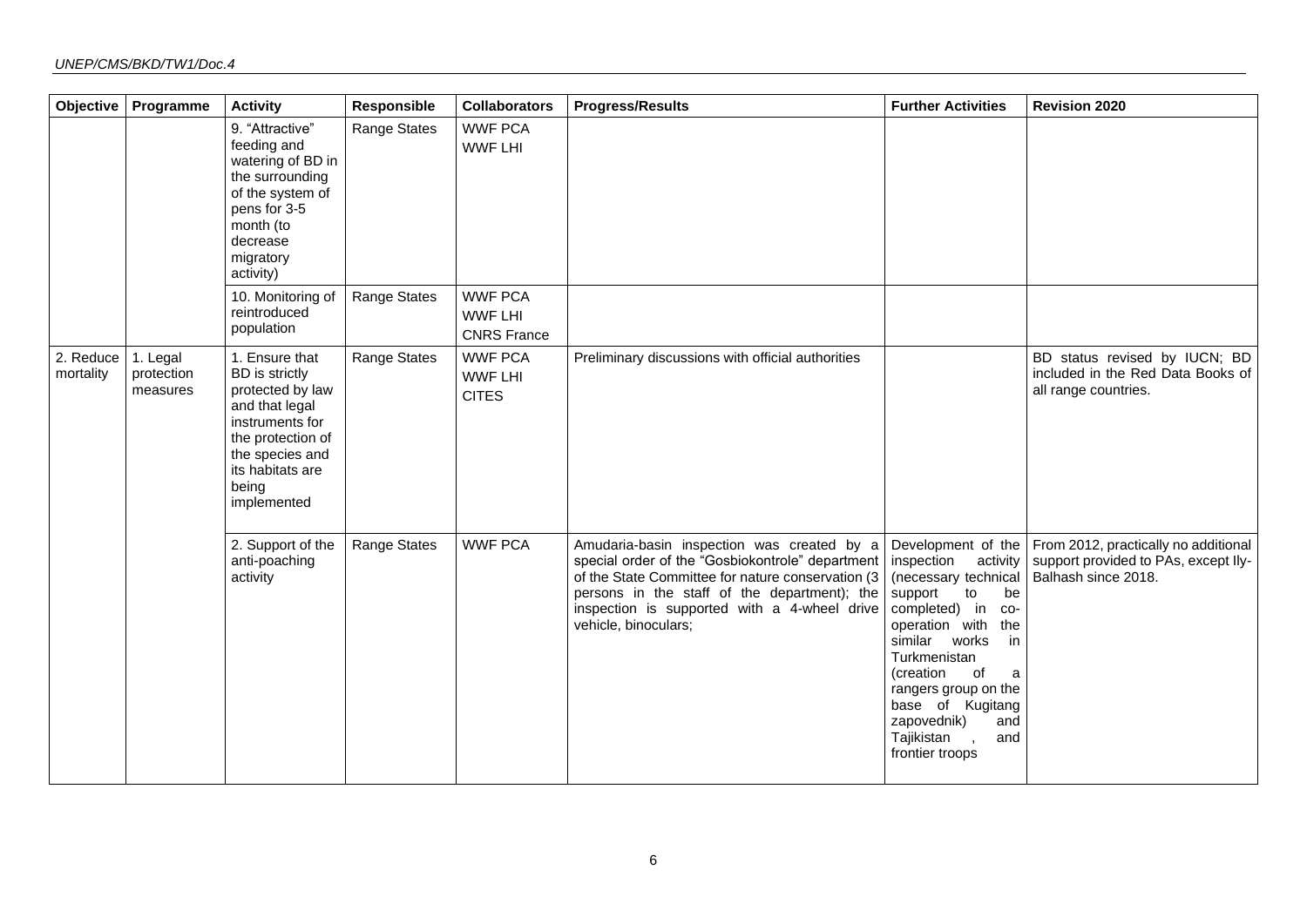| Objective | Programme | Activity | Responsible | Collaborators | Progress/Results | Further Activities | Revision 2020 |
|---|---|---|---|---|---|---|---|
| | | 9. "Attractive" feeding and watering of BD in the surrounding of the system of pens for 3-5 month (to decrease migratory activity) | Range States | WWF PCA<br>WWF LHI | | | |
| | | 10. Monitoring of reintroduced population | Range States | WWF PCA<br>WWF LHI<br>CNRS France | | | |
| 2. Reduce mortality | 1. Legal protection measures | 1. Ensure that BD is strictly protected by law and that legal instruments for the protection of the species and its habitats are being implemented | Range States | WWF PCA<br>WWF LHI<br>CITES | Preliminary discussions with official authorities | | BD status revised by IUCN; BD included in the Red Data Books of all range countries. |
| | | 2. Support of the anti-poaching activity | Range States | WWF PCA | Amudaria-basin inspection was created by a special order of the "Gosbiokontrole" department of the State Committee for nature conservation (3 persons in the staff of the department); the inspection is supported with a 4-wheel drive vehicle, binoculars; | Development of the inspection activity (necessary technical support to be completed) in co-operation with the similar works in Turkmenistan (creation of a rangers group on the base of Kugitang zapovednik) and Tajikistan , and frontier troops | From 2012, practically no additional support provided to PAs, except Ily-Balhash since 2018. |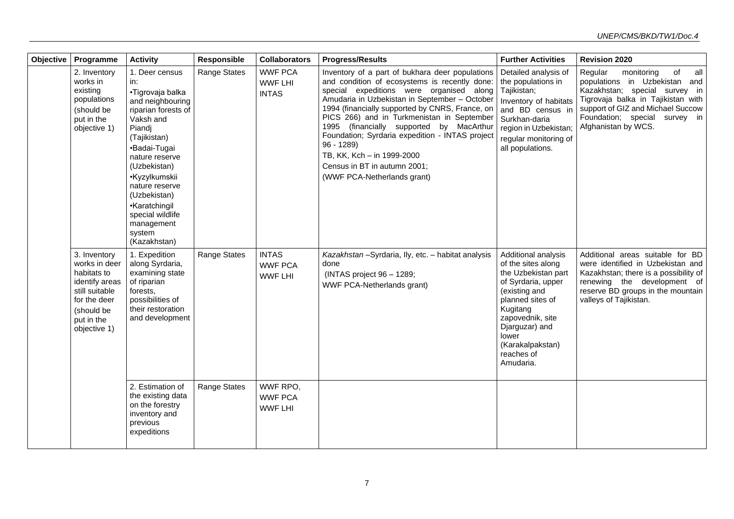| Objective | Programme | Activity | Responsible | Collaborators | Progress/Results | Further Activities | Revision 2020 |
|---|---|---|---|---|---|---|---|
| | 2. Inventory works in existing populations (should be put in the objective 1) | 1. Deer census in: •Tigrovaja balka and neighbouring riparian forests of Vaksh and Piandj (Tajikistan) •Badai-Tugai nature reserve (Uzbekistan) •Kyzylkumskii nature reserve (Uzbekistan) •Karatchingil special wildlife management system (Kazakhstan) | Range States | WWF PCA WWF LHI INTAS | Inventory of a part of bukhara deer populations and condition of ecosystems is recently done: special expeditions were organised along Amudaria in Uzbekistan in September – October 1994 (financially supported by CNRS, France, on PICS 266) and in Turkmenistan in September 1995 (financially supported by MacArthur Foundation; Syrdaria expedition - INTAS project 96 - 1289) TB, KK, Kch – in 1999-2000 Census in BT in autumn 2001; (WWF PCA-Netherlands grant) | Detailed analysis of the populations in Tajikistan; Inventory of habitats and BD census in Surkhan-daria region in Uzbekistan; regular monitoring of all populations. | Regular monitoring of all populations in Uzbekistan and Kazakhstan; special survey in Tigrovaja balka in Tajikistan with support of GIZ and Michael Succow Foundation; special survey in Afghanistan by WCS. |
| | 3. Inventory works in deer habitats to identify areas still suitable for the deer (should be put in the objective 1) | 1. Expedition along Syrdaria, examining state of riparian forests, possibilities of their restoration and development | Range States | INTAS WWF PCA WWF LHI | *Kazakhstan* –Syrdaria, Ily, etc. – habitat analysis done (INTAS project 96 – 1289; WWF PCA-Netherlands grant) | Additional analysis of the sites along the Uzbekistan part of Syrdaria, upper (existing and planned sites of Kugitang zapovednik, site Djarguzar) and lower (Karakalpakstan) reaches of Amudaria. | Additional areas suitable for BD were identified in Uzbekistan and Kazakhstan; there is a possibility of renewing the development of reserve BD groups in the mountain valleys of Tajikistan. |
| | | 2. Estimation of the existing data on the forestry inventory and previous expeditions | Range States | WWF RPO, WWF PCA WWF LHI | | | |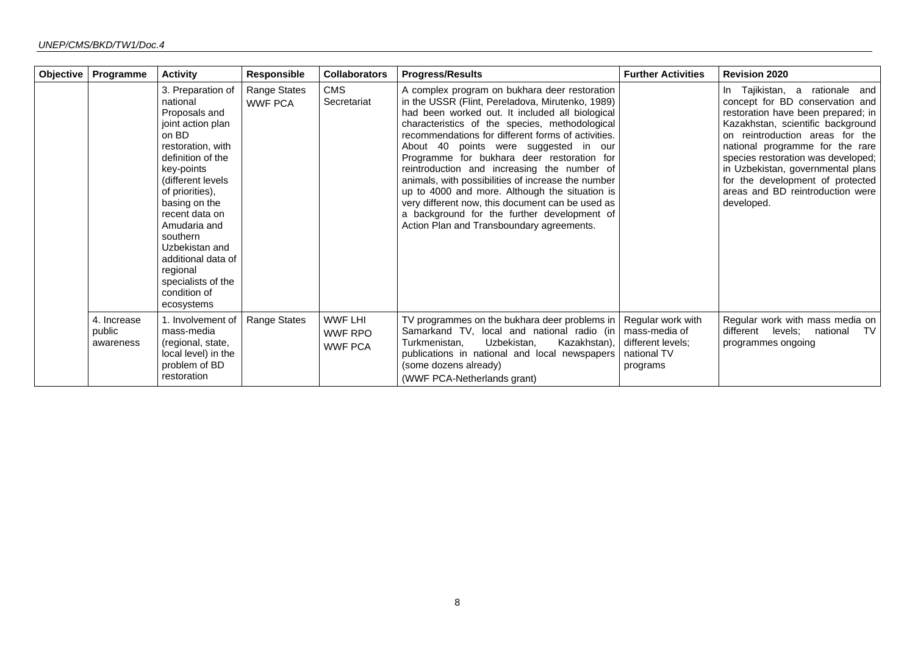| Objective | Programme | Activity | Responsible | Collaborators | Progress/Results | Further Activities | Revision 2020 |
|---|---|---|---|---|---|---|---|
| | | 3. Preparation of national Proposals and joint action plan on BD restoration, with definition of the key-points (different levels of priorities), basing on the recent data on Amudaria and southern Uzbekistan and additional data of regional specialists of the condition of ecosystems | Range States WWF PCA | CMS Secretariat | A complex program on bukhara deer restoration in the USSR (Flint, Pereladova, Mirutenko, 1989) had been worked out. It included all biological characteristics of the species, methodological recommendations for different forms of activities. About 40 points were suggested in our Programme for bukhara deer restoration for reintroduction and increasing the number of animals, with possibilities of increase the number up to 4000 and more. Although the situation is very different now, this document can be used as a background for the further development of Action Plan and Transboundary agreements. | | In Tajikistan, a rationale and concept for BD conservation and restoration have been prepared; in Kazakhstan, scientific background on reintroduction areas for the national programme for the rare species restoration was developed; in Uzbekistan, governmental plans for the development of protected areas and BD reintroduction were developed. |
| | 4. Increase public awareness | 1. Involvement of mass-media (regional, state, local level) in the problem of BD restoration | Range States | WWF LHI WWF RPO WWF PCA | TV programmes on the bukhara deer problems in Samarkand TV, local and national radio (in Turkmenistan, Uzbekistan, Kazakhstan), publications in national and local newspapers (some dozens already) (WWF PCA-Netherlands grant) | Regular work with mass-media of different levels; national TV programs | Regular work with mass media on different levels; national TV programmes ongoing |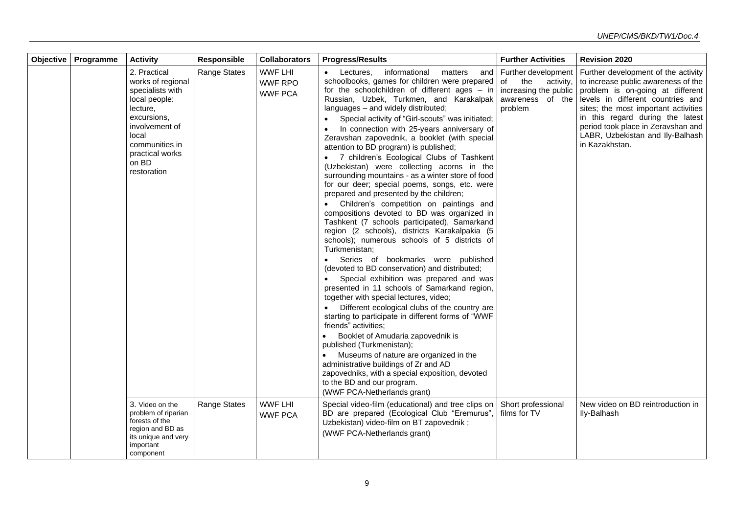| Objective | Programme | Activity | Responsible | Collaborators | Progress/Results | Further Activities | Revision 2020 |
|---|---|---|---|---|---|---|---|
| | | 2. Practical works of regional specialists with local people: lecture, excursions, involvement of local communities in practical works on BD restoration | Range States | WWF LHI<br>WWF RPO<br>WWF PCA | • Lectures, informational matters and schoolbooks, games for children were prepared for the schoolchildren of different ages – in Russian, Uzbek, Turkmen, and Karakalpak languages – and widely distributed;<br>• Special activity of "Girl-scouts" was initiated;<br>• In connection with 25-years anniversary of Zeravshan zapovednik, a booklet (with special attention to BD program) is published;<br>• 7 children's Ecological Clubs of Tashkent (Uzbekistan) were collecting acorns in the surrounding mountains - as a winter store of food for our deer; special poems, songs, etc. were prepared and presented by the children;<br>• Children's competition on paintings and compositions devoted to BD was organized in Tashkent (7 schools participated), Samarkand region (2 schools), districts Karakalpakia (5 schools); numerous schools of 5 districts of Turkmenistan;<br>• Series of bookmarks were published (devoted to BD conservation) and distributed;<br>• Special exhibition was prepared and was presented in 11 schools of Samarkand region, together with special lectures, video;<br>• Different ecological clubs of the country are starting to participate in different forms of "WWF friends" activities;<br>• Booklet of Amudaria zapovednik is published (Turkmenistan);<br>• Museums of nature are organized in the administrative buildings of Zr and AD zapovedniks, with a special exposition, devoted to the BD and our program.<br>(WWF PCA-Netherlands grant) | Further development of the activity, increasing the public awareness of the problem | Further development of the activity to increase public awareness of the problem is on-going at different levels in different countries and sites; the most important activities in this regard during the latest period took place in Zeravshan and LABR, Uzbekistan and Ily-Balhash in Kazakhstan. |
| | | 3. Video on the problem of riparian forests of the region and BD as its unique and very important component | Range States | WWF LHI<br>WWF PCA | Special video-film (educational) and tree clips on BD are prepared (Ecological Club "Eremurus", Uzbekistan) video-film on BT zapovednik ;<br>(WWF PCA-Netherlands grant) | Short professional films for TV | New video on BD reintroduction in Ily-Balhash |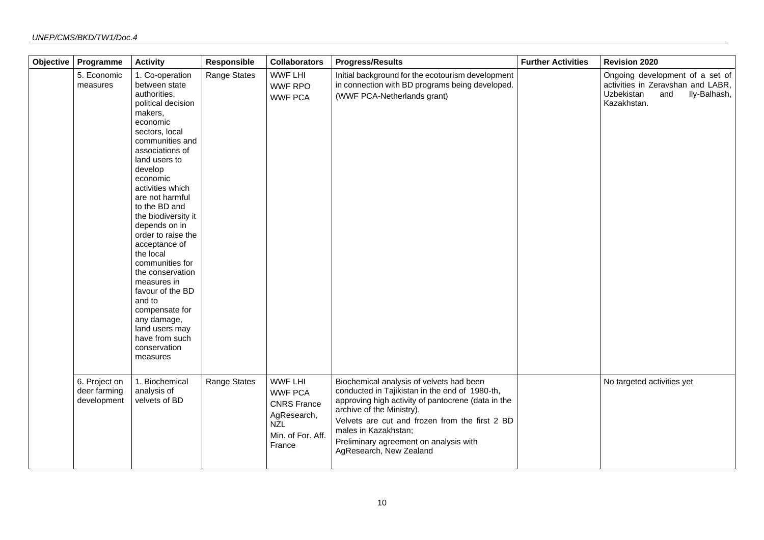| Objective | Programme | Activity | Responsible | Collaborators | Progress/Results | Further Activities | Revision 2020 |
|---|---|---|---|---|---|---|---|
| | 5. Economic measures | 1. Co-operation between state authorities, political decision makers, economic sectors, local communities and associations of land users to develop economic activities which are not harmful to the BD and the biodiversity it depends on in order to raise the acceptance of the local communities for the conservation measures in favour of the BD and to compensate for any damage, land users may have from such conservation measures | Range States | WWF LHI<br>WWF RPO<br>WWF PCA | Initial background for the ecotourism development in connection with BD programs being developed. (WWF PCA-Netherlands grant) | | Ongoing development of a set of activities in Zeravshan and LABR, Uzbekistan and Ily-Balhash, Kazakhstan. |
| | 6. Project on deer farming development | 1. Biochemical analysis of velvets of BD | Range States | WWF LHI<br>WWF PCA<br>CNRS France<br>AgResearch, NZL<br>Min. of For. Aff. France | Biochemical analysis of velvets had been conducted in Tajikistan in the end of 1980-th, approving high activity of pantocrene (data in the archive of the Ministry).<br>Velvets are cut and frozen from the first 2 BD males in Kazakhstan;<br>Preliminary agreement on analysis with AgResearch, New Zealand | | No targeted activities yet |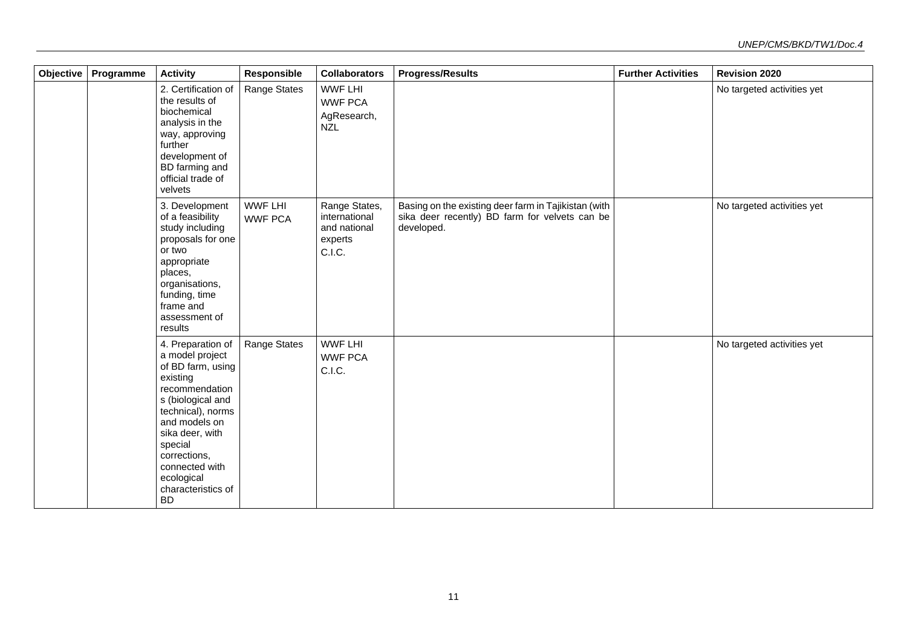| Objective | Programme | Activity | Responsible | Collaborators | Progress/Results | Further Activities | Revision 2020 |
|---|---|---|---|---|---|---|---|
| | | 2. Certification of the results of biochemical analysis in the way, approving further development of BD farming and official trade of velvets | Range States | WWF LHI WWF PCA AgResearch, NZL | | | No targeted activities yet |
| | | 3. Development of a feasibility study including proposals for one or two appropriate places, organisations, funding, time frame and assessment of results | WWF LHI WWF PCA | Range States, international and national experts C.I.C. | Basing on the existing deer farm in Tajikistan (with sika deer recently) BD farm for velvets can be developed. | | No targeted activities yet |
| | | 4. Preparation of a model project of BD farm, using existing recommendations (biological and technical), norms and models on sika deer, with special corrections, connected with ecological characteristics of BD | Range States | WWF LHI WWF PCA C.I.C. | | | No targeted activities yet |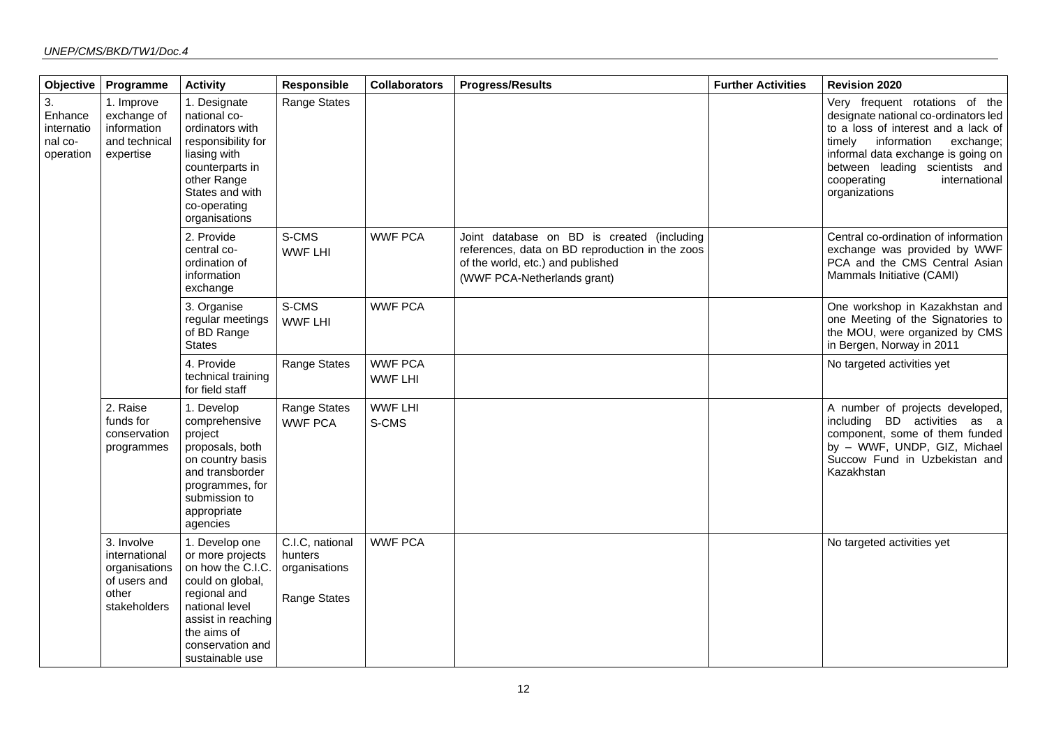| Objective | Programme | Activity | Responsible | Collaborators | Progress/Results | Further Activities | Revision 2020 |
|---|---|---|---|---|---|---|---|
| 3. Enhance international co-operation | 1. Improve exchange of information and technical expertise | 1. Designate national co-ordinators with responsibility for liasing with counterparts in other Range States and with co-operating organisations | Range States | | | | Very frequent rotations of the designate national co-ordinators led to a loss of interest and a lack of timely information exchange; informal data exchange is going on between leading scientists and cooperating international organizations |
| | | 2. Provide central co-ordination of information exchange | S-CMS WWF LHI | WWF PCA | Joint database on BD is created (including references, data on BD reproduction in the zoos of the world, etc.) and published (WWF PCA-Netherlands grant) | | Central co-ordination of information exchange was provided by WWF PCA and the CMS Central Asian Mammals Initiative (CAMI) |
| | | 3. Organise regular meetings of BD Range States | S-CMS WWF LHI | WWF PCA | | | One workshop in Kazakhstan and one Meeting of the Signatories to the MOU, were organized by CMS in Bergen, Norway in 2011 |
| | | 4. Provide technical training for field staff | Range States | WWF PCA WWF LHI | | | No targeted activities yet |
| | 2. Raise funds for conservation programmes | 1. Develop comprehensive project proposals, both on country basis and transborder programmes, for submission to appropriate agencies | Range States WWF PCA | WWF LHI S-CMS | | | A number of projects developed, including BD activities as a component, some of them funded by – WWF, UNDP, GIZ, Michael Succow Fund in Uzbekistan and Kazakhstan |
| | 3. Involve international organisations of users and other stakeholders | 1. Develop one or more projects on how the C.I.C. could on global, regional and national level assist in reaching the aims of conservation and sustainable use | C.I.C, national hunters organisations Range States | WWF PCA | | | No targeted activities yet |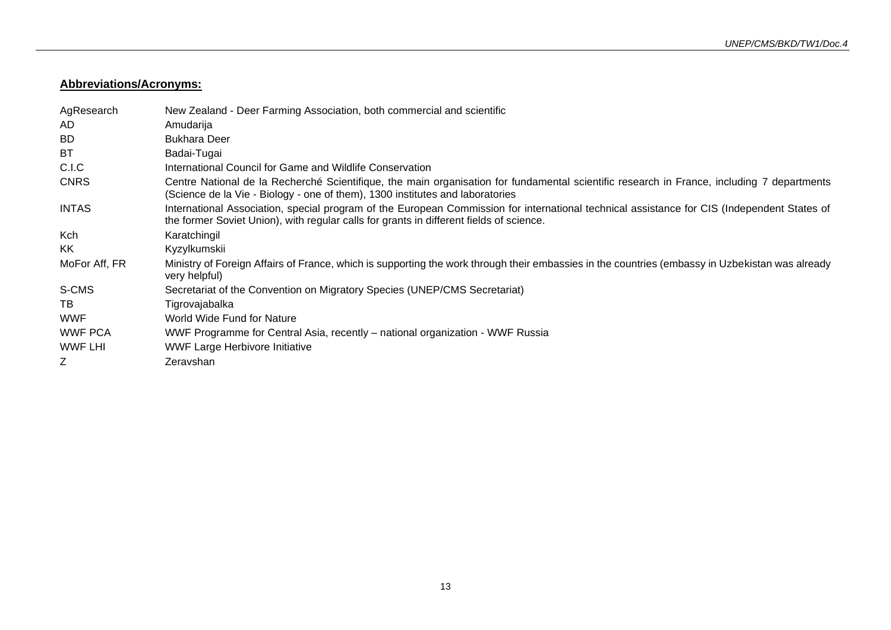**Abbreviations/Acronyms:**

| | |
|---|---|
| AgResearch | New Zealand - Deer Farming Association, both commercial and scientific |
| AD | Amudarija |
| BD | Bukhara Deer |
| BT | Badai-Tugai |
| C.I.C | International Council for Game and Wildlife Conservation |
| CNRS | Centre National de la Recherché Scientifique, the main organisation for fundamental scientific research in France, including 7 departments (Science de la Vie - Biology - one of them), 1300 institutes and laboratories |
| INTAS | International Association, special program of the European Commission for international technical assistance for CIS (Independent States of the former Soviet Union), with regular calls for grants in different fields of science. |
| Kch | Karatchingil |
| KK | Kyzylkumskii |
| MoFor Aff, FR | Ministry of Foreign Affairs of France, which is supporting the work through their embassies in the countries (embassy in Uzbekistan was already very helpful) |
| S-CMS | Secretariat of the Convention on Migratory Species (UNEP/CMS Secretariat) |
| TB | Tigrovajabalka |
| WWF | World Wide Fund for Nature |
| WWF PCA | WWF Programme for Central Asia, recently – national organization - WWF Russia |
| WWF LHI | WWF Large Herbivore Initiative |
| Z | Zeravshan |